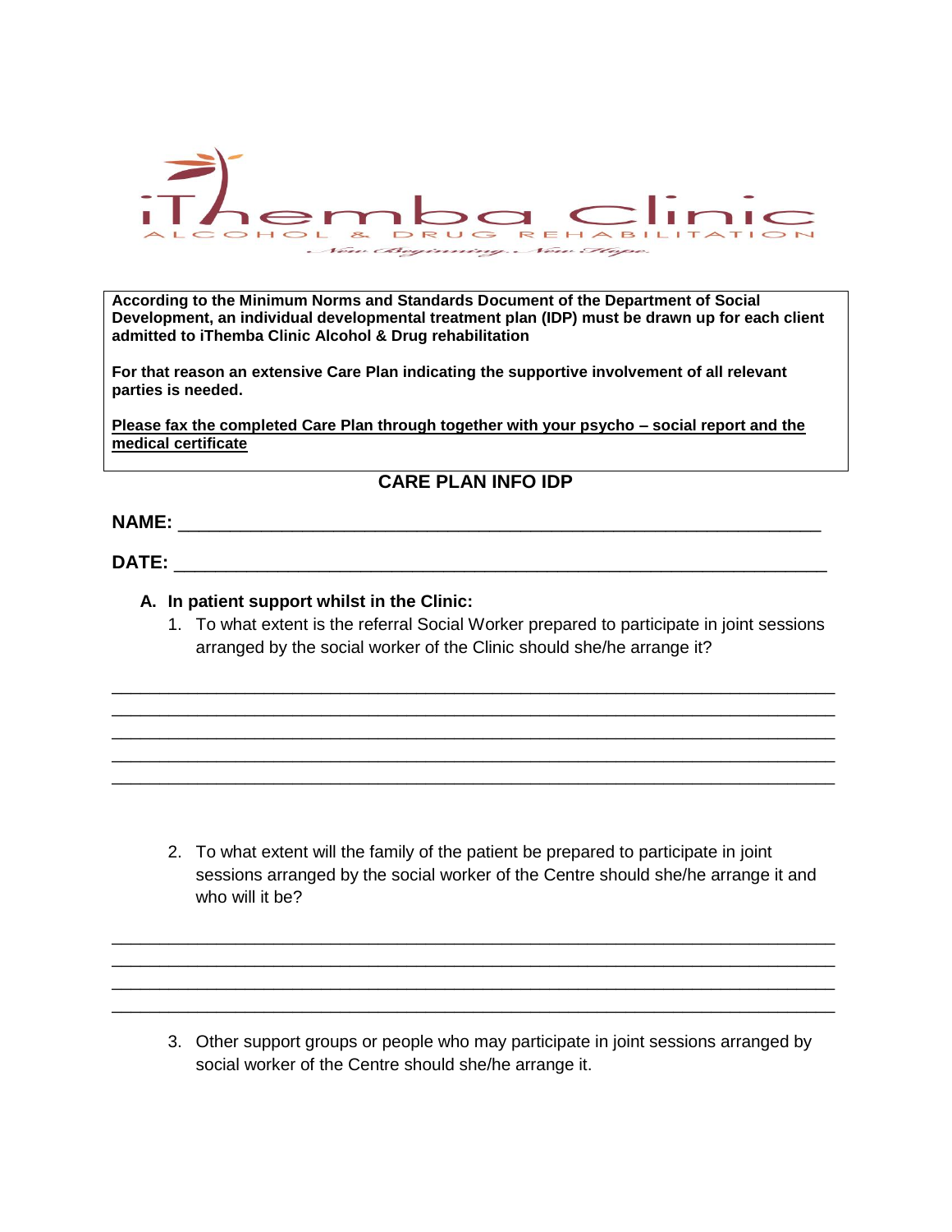iThemba Clinic

ALCOHOL & DRUG REHABILITATION

*New Beginning. New Hope.*

**According to the Minimum Norms and Standards Document of the Department of Social Development, an individual developmental treatment plan (IDP) must be drawn up for each client admitted to iThemba Clinic Alcohol & Drug rehabilitation**

**For that reason an extensive Care Plan indicating the supportive involvement of all relevant parties is needed.**

**<u>Please fax the completed Care Plan through together with your psycho – social report and the medical certificate</u>**

## CARE PLAN INFO IDP

**NAME:** ______________________________________________________________

**DATE:** ______________________________________________________________

**A. In patient support whilst in the Clinic:**

1. To what extent is the referral Social Worker prepared to participate in joint sessions arranged by the social worker of the Clinic should she/he arrange it?

______________________________________________________________________
______________________________________________________________________
______________________________________________________________________
______________________________________________________________________
______________________________________________________________________

2. To what extent will the family of the patient be prepared to participate in joint sessions arranged by the social worker of the Centre should she/he arrange it and who will it be?

______________________________________________________________________
______________________________________________________________________
______________________________________________________________________
______________________________________________________________________

3. Other support groups or people who may participate in joint sessions arranged by social worker of the Centre should she/he arrange it.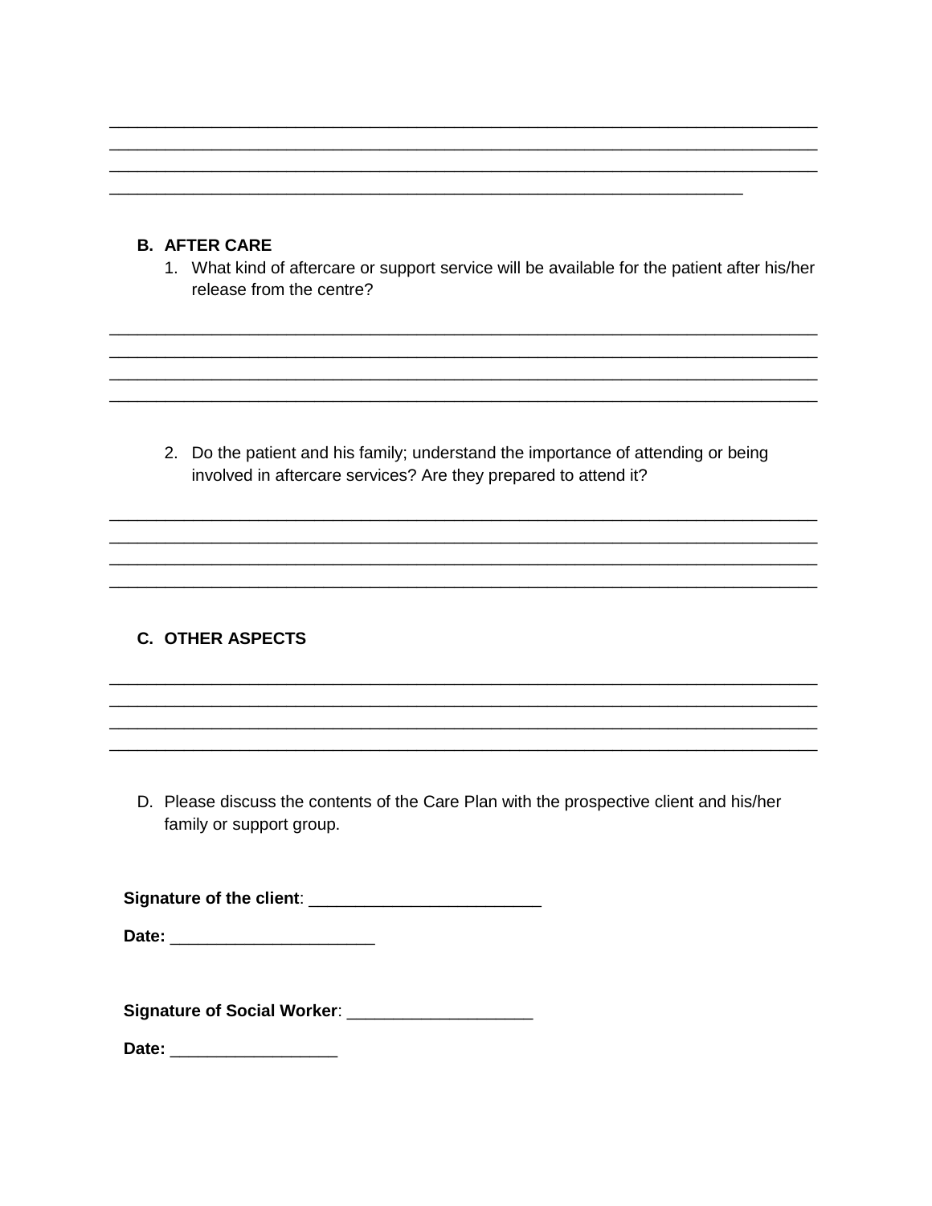______________________________________________________________________________
______________________________________________________________________________
______________________________________________________________________________
_____________________________________________________________________

**B. AFTER CARE**

1. What kind of aftercare or support service will be available for the patient after his/her release from the centre?

______________________________________________________________________________
______________________________________________________________________________
______________________________________________________________________________
______________________________________________________________________________

2. Do the patient and his family; understand the importance of attending or being involved in aftercare services? Are they prepared to attend it?

______________________________________________________________________________
______________________________________________________________________________
______________________________________________________________________________
______________________________________________________________________________

**C. OTHER ASPECTS**

______________________________________________________________________________
______________________________________________________________________________
______________________________________________________________________________
______________________________________________________________________________

D. Please discuss the contents of the Care Plan with the prospective client and his/her family or support group.

**Signature of the client**: _________________________

**Date:** ______________________

**Signature of Social Worker**: ____________________

**Date:** __________________